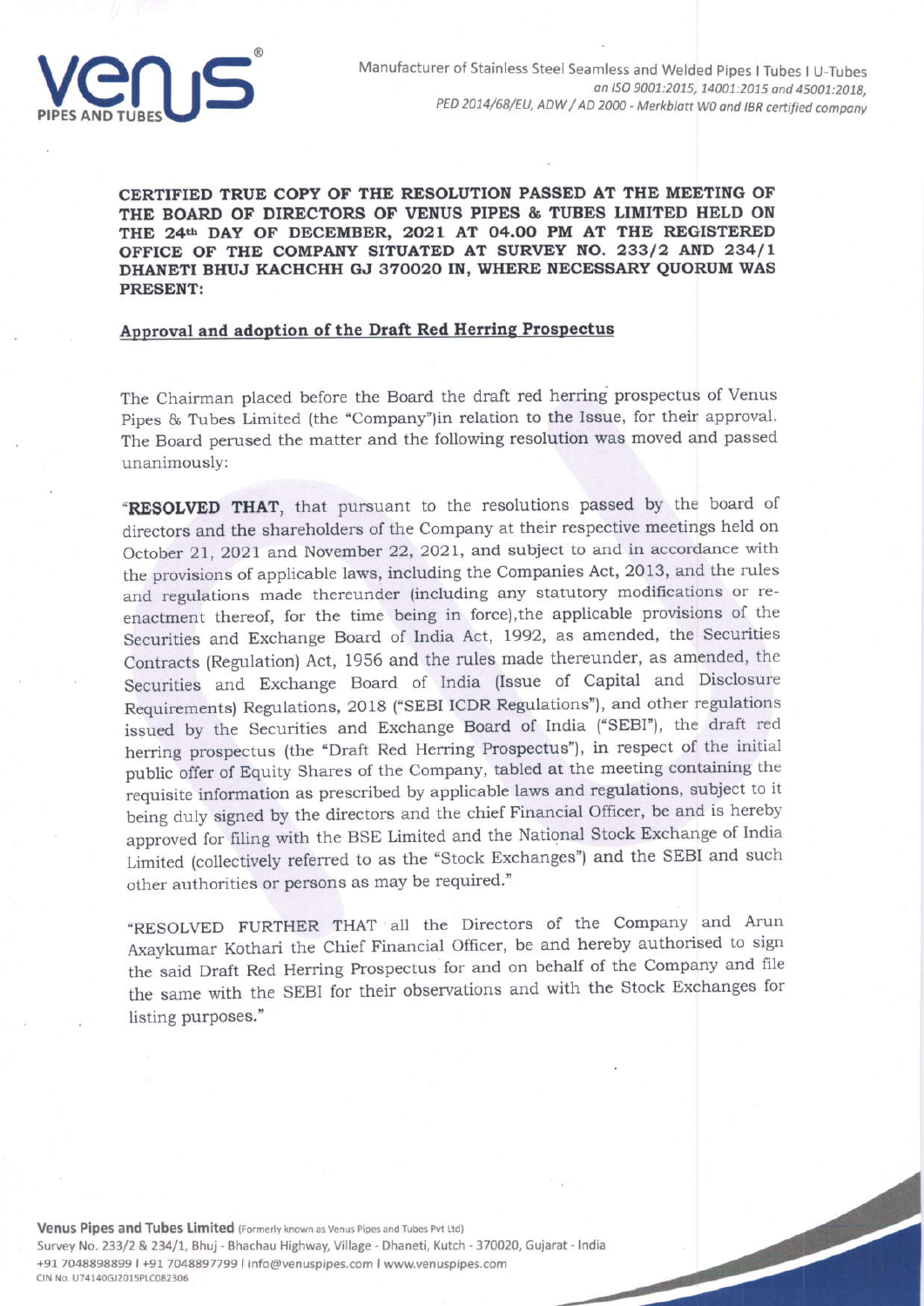Manufacturer of Stainless Steel Seamless and Welded Pipes | Tubes | U-Tubes
*an ISO 9001:2015, 14001:2015 and 45001:2018, PED 2014/68/EU, ADW / AD 2000 - Merkblatt W0 and IBR certified company*

**CERTIFIED TRUE COPY OF THE RESOLUTION PASSED AT THE MEETING OF THE BOARD OF DIRECTORS OF VENUS PIPES & TUBES LIMITED HELD ON THE 24th DAY OF DECEMBER, 2021 AT 04.00 PM AT THE REGISTERED OFFICE OF THE COMPANY SITUATED AT SURVEY NO. 233/2 AND 234/1 DHANETI BHUJ KACHCHH GJ 370020 IN, WHERE NECESSARY QUORUM WAS PRESENT:**

**Approval and adoption of the Draft Red Herring Prospectus**

The Chairman placed before the Board the draft red herring prospectus of Venus Pipes & Tubes Limited (the "Company")in relation to the Issue, for their approval. The Board perused the matter and the following resolution was moved and passed unanimously:

"**RESOLVED THAT**, that pursuant to the resolutions passed by the board of directors and the shareholders of the Company at their respective meetings held on October 21, 2021 and November 22, 2021, and subject to and in accordance with the provisions of applicable laws, including the Companies Act, 2013, and the rules and regulations made thereunder (including any statutory modifications or re-enactment thereof, for the time being in force),the applicable provisions of the Securities and Exchange Board of India Act, 1992, as amended, the Securities Contracts (Regulation) Act, 1956 and the rules made thereunder, as amended, the Securities and Exchange Board of India (Issue of Capital and Disclosure Requirements) Regulations, 2018 ("SEBI ICDR Regulations"), and other regulations issued by the Securities and Exchange Board of India ("SEBI"), the draft red herring prospectus (the "Draft Red Herring Prospectus"), in respect of the initial public offer of Equity Shares of the Company, tabled at the meeting containing the requisite information as prescribed by applicable laws and regulations, subject to it being duly signed by the directors and the chief Financial Officer, be and is hereby approved for filing with the BSE Limited and the National Stock Exchange of India Limited (collectively referred to as the "Stock Exchanges") and the SEBI and such other authorities or persons as may be required."

"RESOLVED FURTHER THAT all the Directors of the Company and Arun Axaykumar Kothari the Chief Financial Officer, be and hereby authorised to sign the said Draft Red Herring Prospectus for and on behalf of the Company and file the same with the SEBI for their observations and with the Stock Exchanges for listing purposes."

**Venus Pipes and Tubes Limited** (Formerly known as Venus Pipes and Tubes Pvt Ltd)
Survey No. 233/2 & 234/1, Bhuj - Bhachau Highway, Village - Dhaneti, Kutch - 370020, Gujarat - India
+91 7048898899 | +91 7048897799 | info@venuspipes.com | www.venuspipes.com
CIN No. U74140GJ2015PLC082306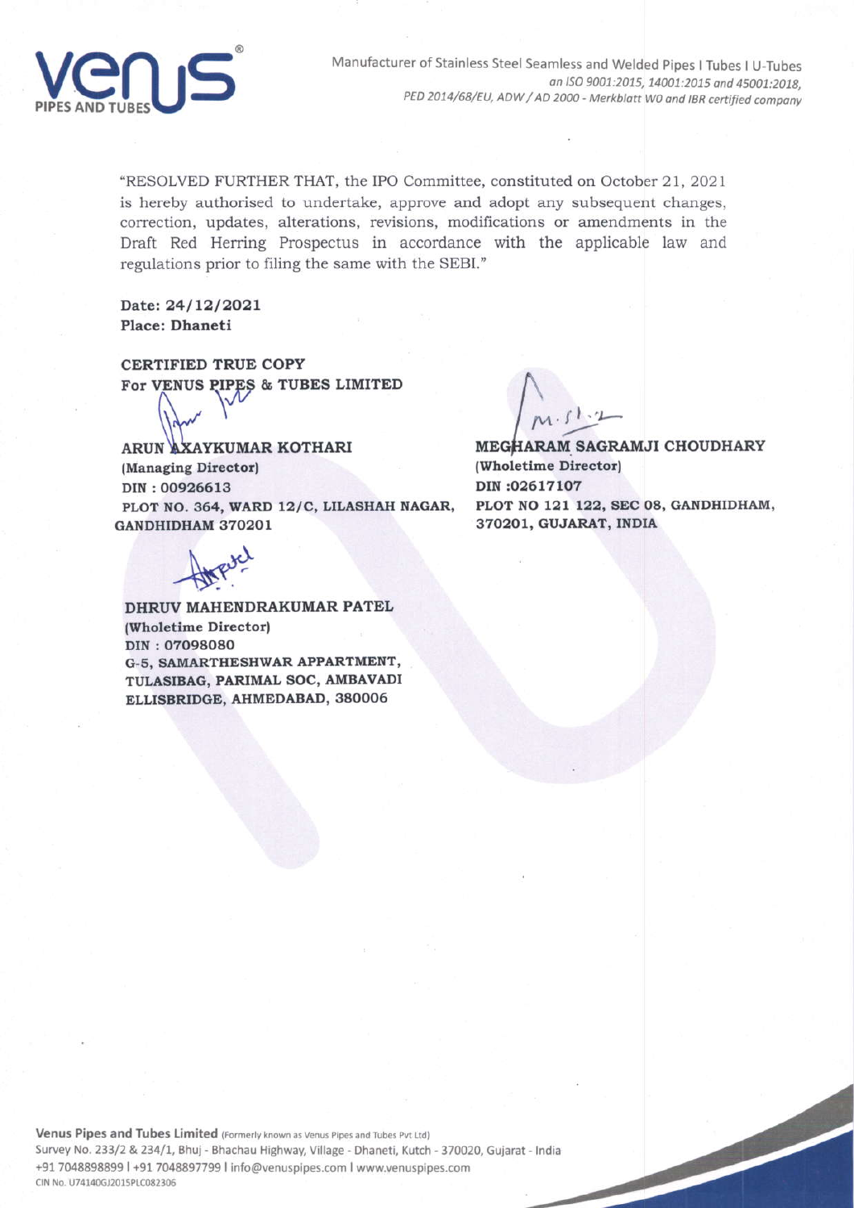"RESOLVED FURTHER THAT, the IPO Committee, constituted on October 21, 2021 is hereby authorised to undertake, approve and adopt any subsequent changes, correction, updates, alterations, revisions, modifications or amendments in the Draft Red Herring Prospectus in accordance with the applicable law and regulations prior to filing the same with the SEBI."

**Date: 24/12/2021**
**Place: Dhaneti**

**CERTIFIED TRUE COPY**
**For VENUS PIPES & TUBES LIMITED**

**ARUN AXAYKUMAR KOTHARI**
**(Managing Director)**
**DIN : 00926613**
**PLOT NO. 364, WARD 12/C, LILASHAH NAGAR, GANDHIDHAM 370201**

**MEGHARAM SAGRAMJI CHOUDHARY**
**(Wholetime Director)**
**DIN :02617107**
**PLOT NO 121 122, SEC 08, GANDHIDHAM, 370201, GUJARAT, INDIA**

**DHRUV MAHENDRAKUMAR PATEL**
**(Wholetime Director)**
**DIN : 07098080**
**G-5, SAMARTHESHWAR APPARTMENT, TULASIBAG, PARIMAL SOC, AMBAVADI ELLISBRIDGE, AHMEDABAD, 380006**